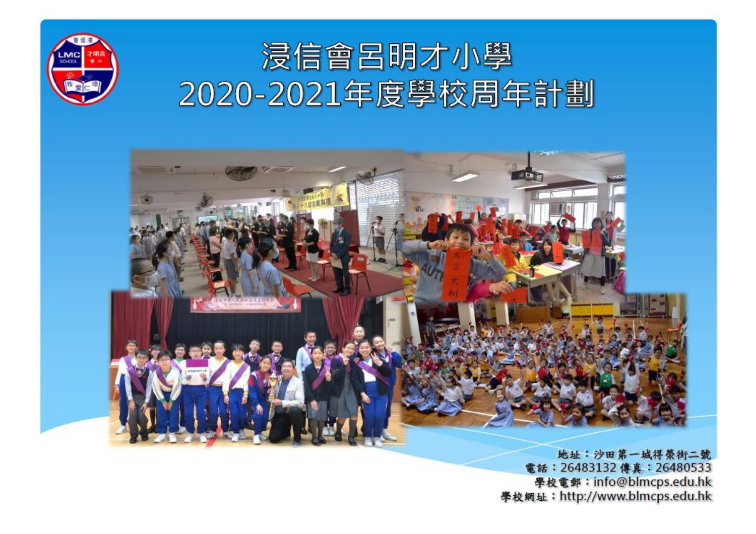# 浸信會呂明才小學
# 2020-2021年度學校周年計劃

地址：沙田第一城得榮街二號
電話：26483132 傳真：26480533
學校電郵：info@blmcps.edu.hk
學校網址：http://www.blmcps.edu.hk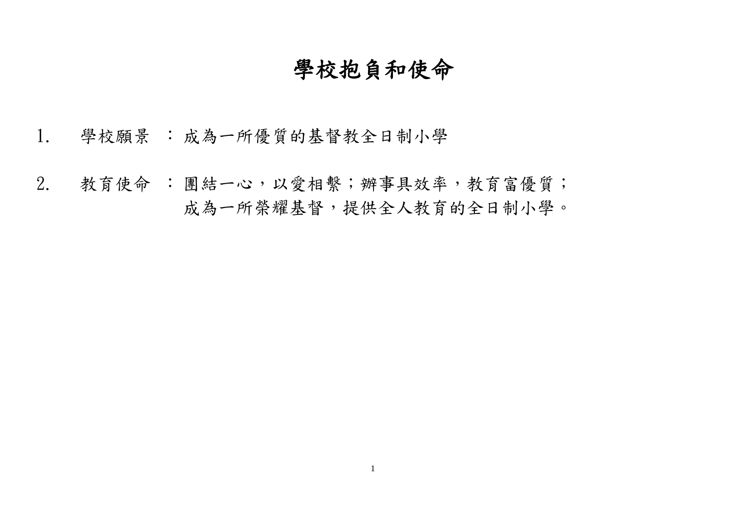# 學校抱負和使命

1. 學校願景 ：成為一所優質的基督教全日制小學

2. 教育使命 ：團結一心，以愛相繫；辦事具效率，教育富優質；
成為一所榮耀基督，提供全人教育的全日制小學。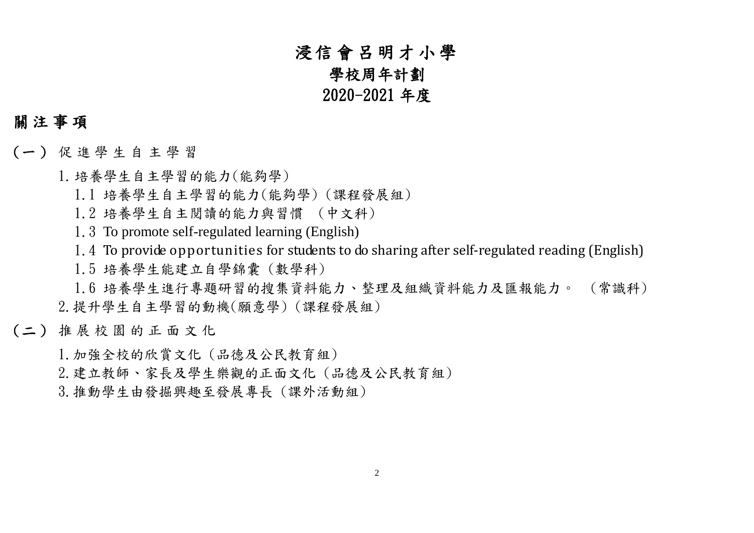# 浸信會呂明才小學
# 學校周年計劃
# 2020-2021 年度

## 關注事項

(一) 促進學生自主學習

1. 培養學生自主學習的能力(能夠學)
   - 1.1 培養學生自主學習的能力(能夠學)(課程發展組)
   - 1.2 培養學生自主閱讀的能力與習慣 (中文科)
   - 1.3 To promote self-regulated learning (English)
   - 1.4 To provide opportunities for students to do sharing after self-regulated reading (English)
   - 1.5 培養學生能建立自學錦囊(數學科)
   - 1.6 培養學生進行專題研習的搜集資料能力、整理及組織資料能力及匯報能力。 (常識科)
2. 提升學生自主學習的動機(願意學)(課程發展組)

(二) 推展校園的正面文化

1. 加強全校的欣賞文化(品德及公民教育組)
2. 建立教師、家長及學生樂觀的正面文化(品德及公民教育組)
3. 推動學生由發掘興趣至發展專長(課外活動組)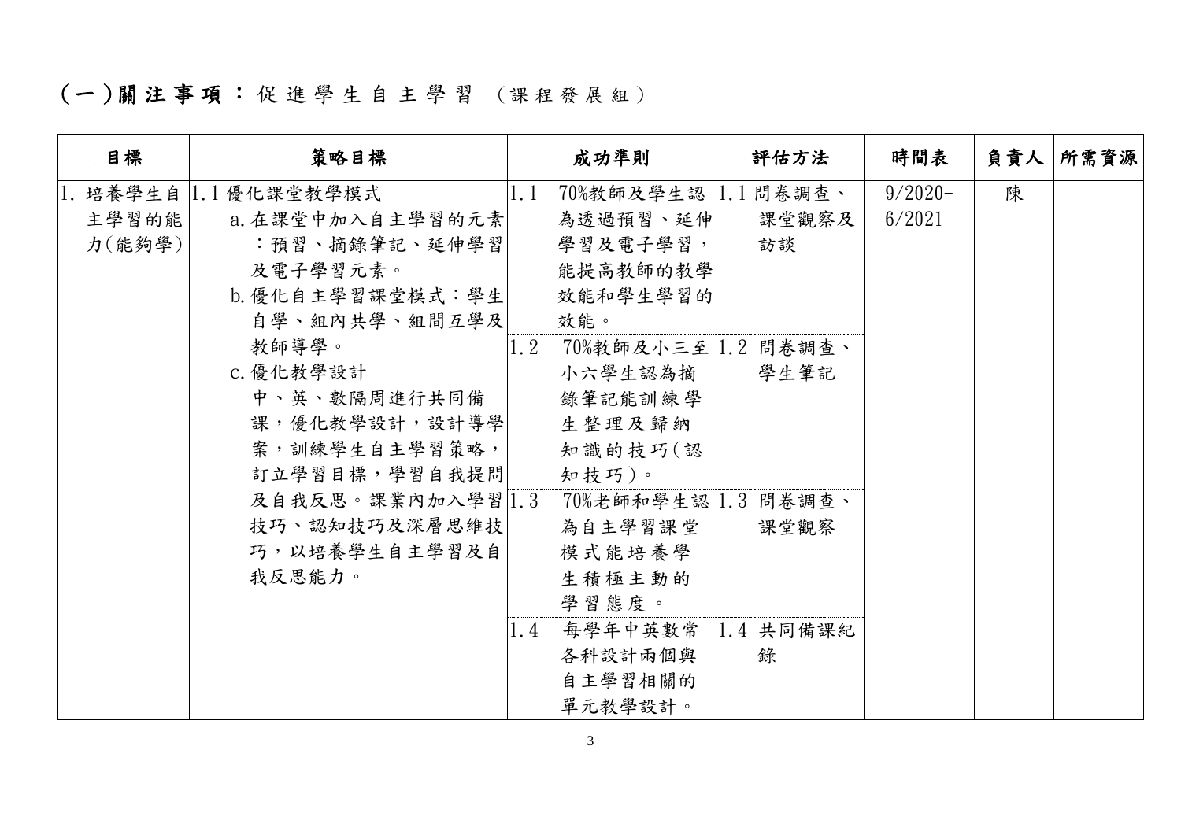## (一)關注事項：促進學生自主學習 (課程發展組)

| 目標 | 策略目標 | 成功準則 | 評估方法 | 時間表 | 負責人 | 所需資源 |
|---|---|---|---|---|---|---|
| 1. 培養學生自主學習的能力(能夠學) | 1.1 優化課堂教學模式<br>a. 在課堂中加入自主學習的元素：預習、摘錄筆記、延伸學習及電子學習元素。<br>b. 優化自主學習課堂模式：學生自學、組內共學、組間互學及教師導學。<br>c. 優化教學設計<br>中、英、數隔周進行共同備課，優化教學設計，設計導學案，訓練學生自主學習策略，訂立學習目標，學習自我提問及自我反思。課業內加入學習技巧、認知技巧及深層思維技巧，以培養學生自主學習及自我反思能力。 | 1.1 70%教師及學生認為透過預習、延伸學習及電子學習，能提高教師的教學效能和學生學習的效能。 | 1.1 問卷調查、課堂觀察及訪談 | 9/2020-6/2021 | 陳 | |
| | | 1.2 70%教師及小三至小六學生認為摘錄筆記能訓練學生整理及歸納知識的技巧(認知技巧)。 | 1.2 問卷調查、學生筆記 | | | |
| | | 1.3 70%老師和學生認為自主學習課堂模式能培養學生積極主動的學習態度。 | 1.3 問卷調查、課堂觀察 | | | |
| | | 1.4 每學年中英數常各科設計兩個與自主學習相關的單元教學設計。 | 1.4 共同備課紀錄 | | | |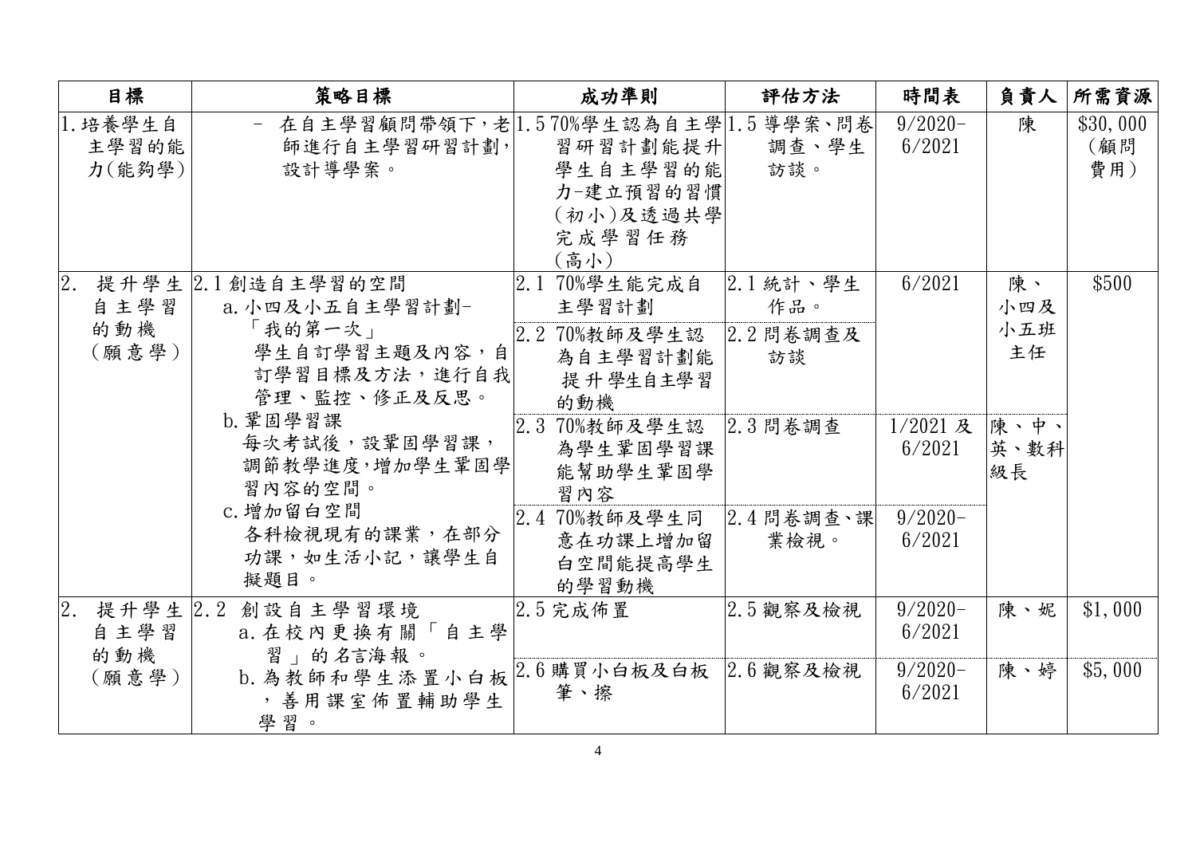| 目標 | 策略目標 | 成功準則 | 評估方法 | 時間表 | 負責人 | 所需資源 |
|---|---|---|---|---|---|---|
| 1.培養學生自主學習的能力(能夠學) | - 在自主學習顧問帶領下，老師進行自主學習研習計劃，設計導學案。 | 1.5 70%學生認為自主學習研習計劃能提升學生自主學習的能力-建立預習的習慣(初小)及透過共學完成學習任務(高小) | 1.5 導學案、問卷調查、學生訪談。 | 9/2020-6/2021 | 陳 | $30,000 (顧問費用) |
| 2. 提升學生自主學習的動機(願意學) | 2.1 創造自主學習的空間<br>a.小四及小五自主學習計劃-「我的第一次」<br>學生自訂學習主題及內容，自訂學習目標及方法，進行自我管理、監控、修正及反思。 | 2.1 70%學生能完成自主學習計劃 | 2.1 統計、學生作品。 | 6/2021 | 陳、小四及小五班主任 | $500 |
| | | 2.2 70%教師及學生認為自主學習計劃能提升學生自主學習的動機 | 2.2 問卷調查及訪談 | | | |
| | b.鞏固學習課<br>每次考試後，設鞏固學習課，調節教學進度，增加學生鞏固學習內容的空間。 | 2.3 70%教師及學生認為學生鞏固學習課能幫助學生鞏固學習內容 | 2.3 問卷調查 | 1/2021 及 6/2021 | 陳、中、英、數科級長 | |
| | c.增加留白空間<br>各科檢視現有的課業，在部分功課，如生活小記，讓學生自擬題目。 | 2.4 70%教師及學生同意在功課上增加留白空間能提高學生的學習動機 | 2.4 問卷調查、課業檢視。 | 9/2020-6/2021 | | |
| 2. 提升學生自主學習的動機(願意學) | 2.2 創設自主學習環境<br>a.在校內更換有關「自主學習」的名言海報。 | 2.5 完成佈置 | 2.5 觀察及檢視 | 9/2020-6/2021 | 陳、妮 | $1,000 |
| | b.為教師和學生添置小白板，善用課室佈置輔助學生學習。 | 2.6 購買小白板及白板筆、擦 | 2.6 觀察及檢視 | 9/2020-6/2021 | 陳、婷 | $5,000 |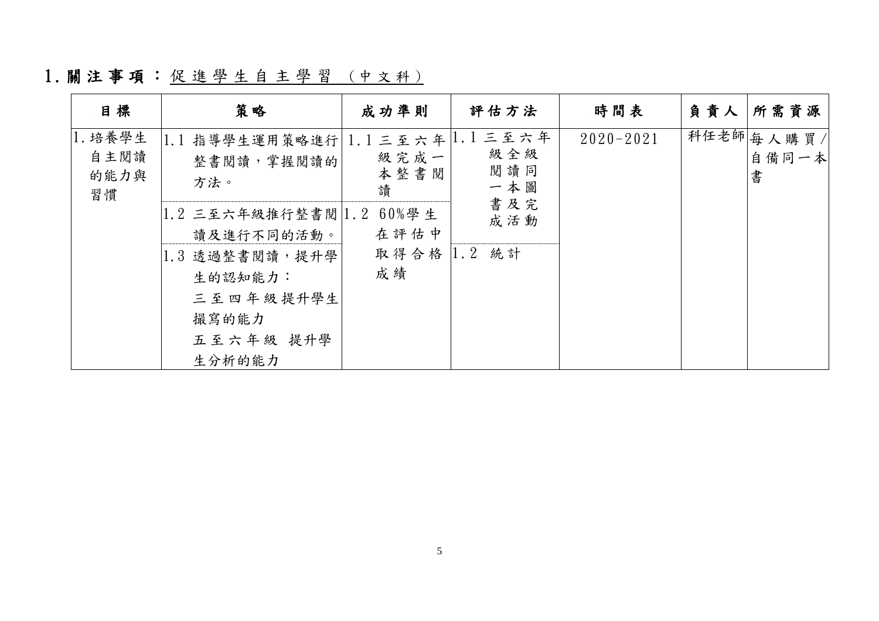## 1. 關注事項：促進學生自主學習（中文科）

| 目標 | 策略 | 成功準則 | 評估方法 | 時間表 | 負責人 | 所需資源 |
|---|---|---|---|---|---|---|
| 1. 培養學生自主閱讀的能力與習慣 | 1.1 指導學生運用策略進行整書閱讀，掌握閱讀的方法。 | 1.1 三至六年級完成一本整書閱讀 | 1.1 三至六年級全級閱讀同一本圖書及完成活動 | 2020-2021 | 科任老師 | 每人購買/自備同一本書 |
| | 1.2 三至六年級推行整書閱讀及進行不同的活動。 | 1.2 60%學生在評估中取得合格成績 | | | | |
| | 1.3 透過整書閱讀，提升學生的認知能力：<br>三至四年級提升學生撮寫的能力<br>五至六年級 提升學生分析的能力 | | 1.2 統計 | | | |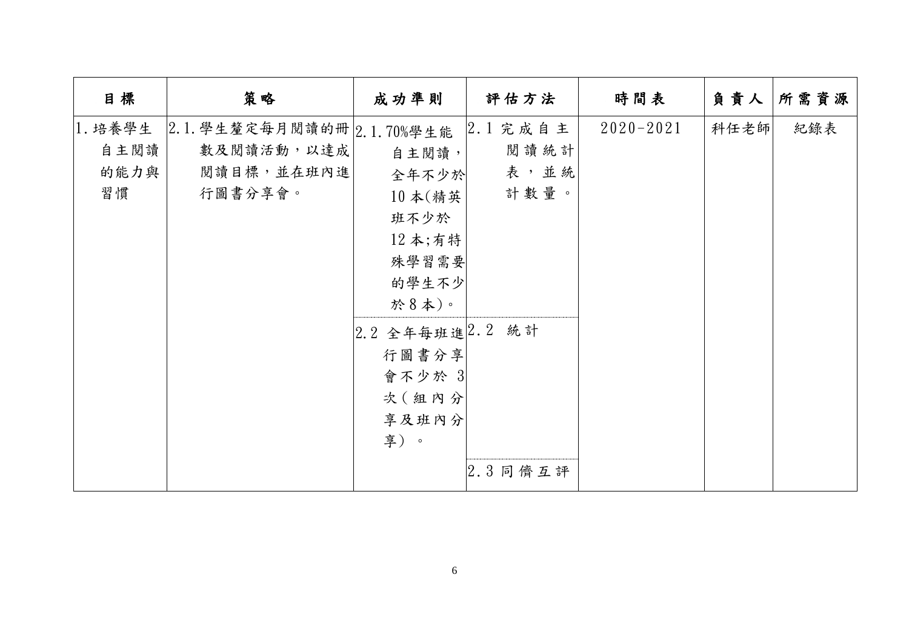| 目標 | 策略 | 成功準則 | 評估方法 | 時間表 | 負責人 | 所需資源 |
| --- | --- | --- | --- | --- | --- | --- |
| 1.培養學生自主閱讀的能力與習慣 | 2.1.學生釐定每月閱讀的冊數及閱讀活動，以達成閱讀目標，並在班內進行圖書分享會。 | 2.1.70%學生能自主閱讀，全年不少於10本(精英班不少於12本;有特殊學習需要的學生不少於8本)。 | 2.1 完成自主閱讀統計表，並統計數量。 | 2020-2021 | 科任老師 | 紀錄表 |
| | | 2.2 全年每班進行圖書分享會不少於3次(組內分享及班內分享)。 | 2.2 統計 | | | |
| | | | 2.3 同儕互評 | | | |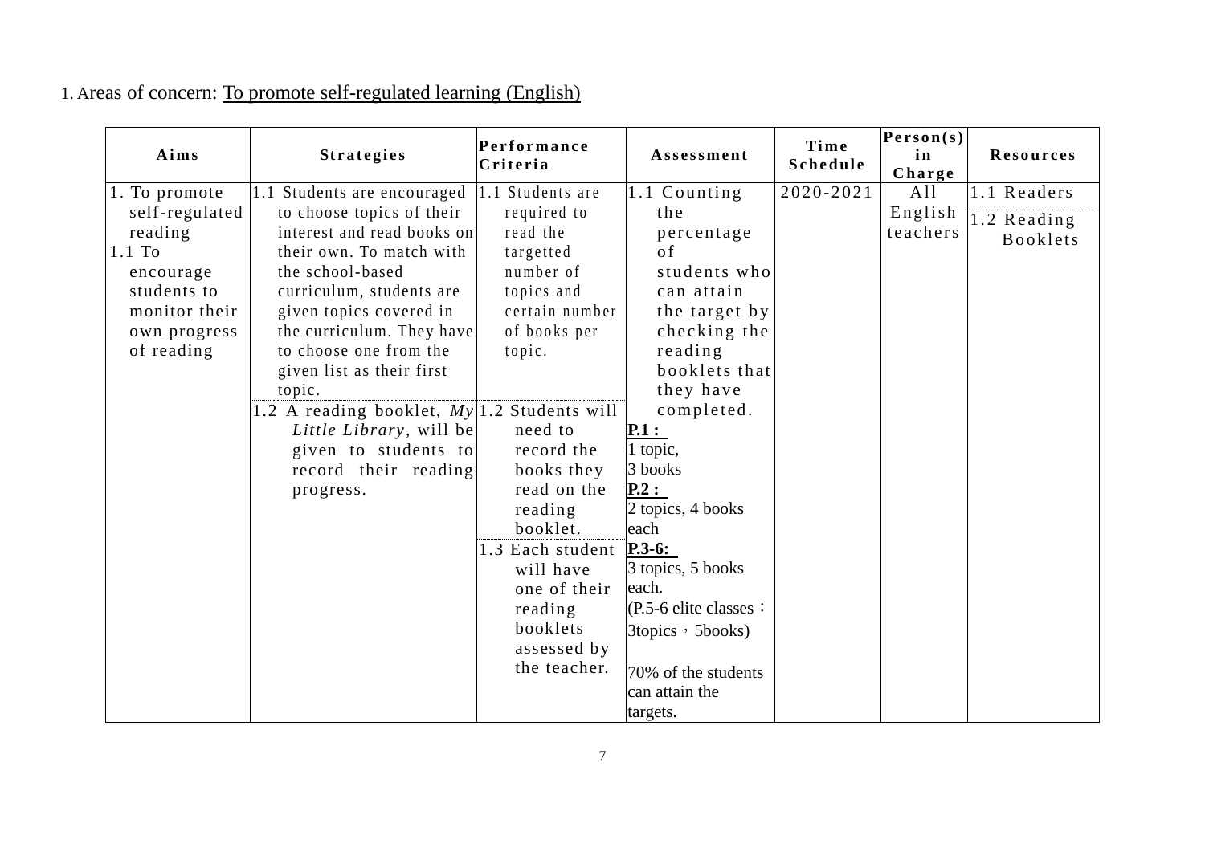1. Areas of concern: To promote self-regulated learning (English)

| Aims | Strategies | Performance Criteria | Assessment | Time Schedule | Person(s) in Charge | Resources |
|---|---|---|---|---|---|---|
| 1. To promote self-regulated reading<br>1.1 To encourage students to monitor their own progress of reading | 1.1 Students are encouraged to choose topics of their interest and read books on their own. To match with the school-based curriculum, students are given topics covered in the curriculum. They have to choose one from the given list as their first topic.<br>1.2 A reading booklet, *My Little Library*, will be given to students to record their reading progress. | 1.1 Students are required to read the targetted number of topics and certain number of books per topic.<br>1.2 Students will need to record the books they read on the reading booklet.<br>1.3 Each student will have one of their reading booklets assessed by the teacher. | 1.1 Counting the percentage of students who can attain the target by checking the reading booklets that they have completed.<br>**P.1 :**<br>1 topic,<br>3 books<br>**P.2 :**<br>2 topics, 4 books each<br>**P.3-6:**<br>3 topics, 5 books each.<br>(P.5-6 elite classes：3topics，5books)<br><br>70% of the students can attain the targets. | 2020-2021 | All English teachers | 1.1 Readers<br>1.2 Reading Booklets |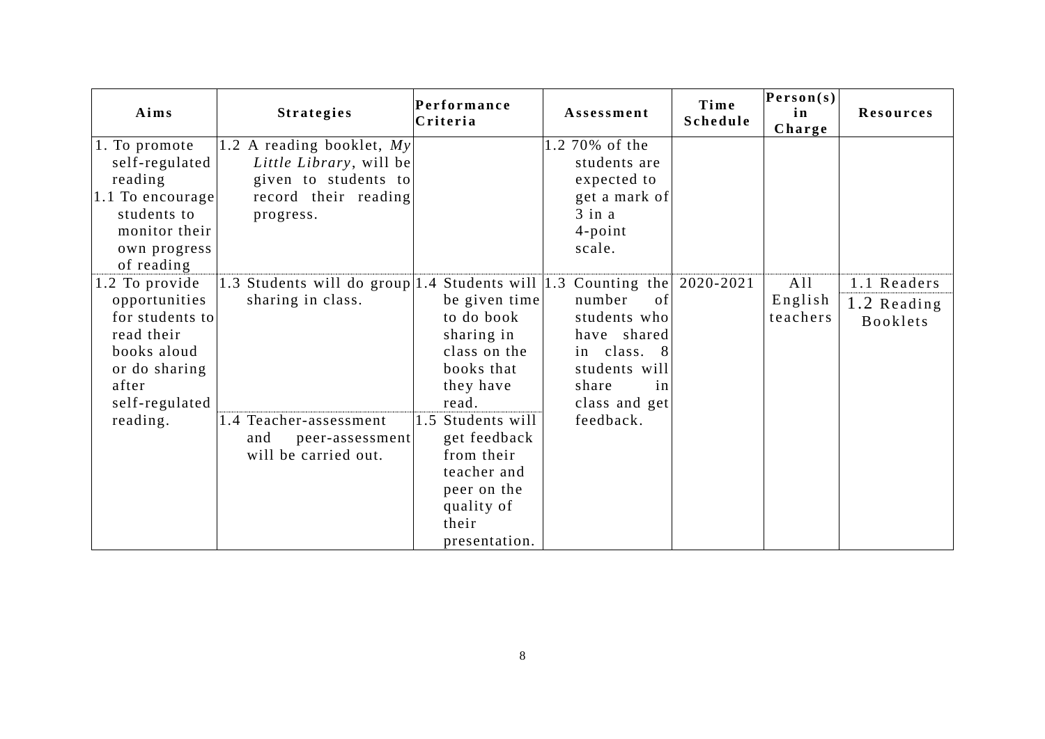| Aims | Strategies | Performance Criteria | Assessment | Time Schedule | Person(s) in Charge | Resources |
|---|---|---|---|---|---|---|
| 1. To promote self-regulated reading<br>1.1 To encourage students to monitor their own progress of reading | 1.2 A reading booklet, *My Little Library*, will be given to students to record their reading progress. | | 1.2 70% of the students are expected to get a mark of 3 in a 4-point scale. | | | |
| 1.2 To provide opportunities for students to read their books aloud or do sharing after self-regulated reading. | 1.3 Students will do group sharing in class.<br><br>1.4 Teacher-assessment and peer-assessment will be carried out. | 1.4 Students will be given time to do book sharing in class on the books that they have read.<br><br>1.5 Students will get feedback from their teacher and peer on the quality of their presentation. | 1.3 Counting the number of students who have shared in class. 8 students will share in class and get feedback. | 2020-2021 | All English teachers | 1.1 Readers<br>1.2 Reading Booklets |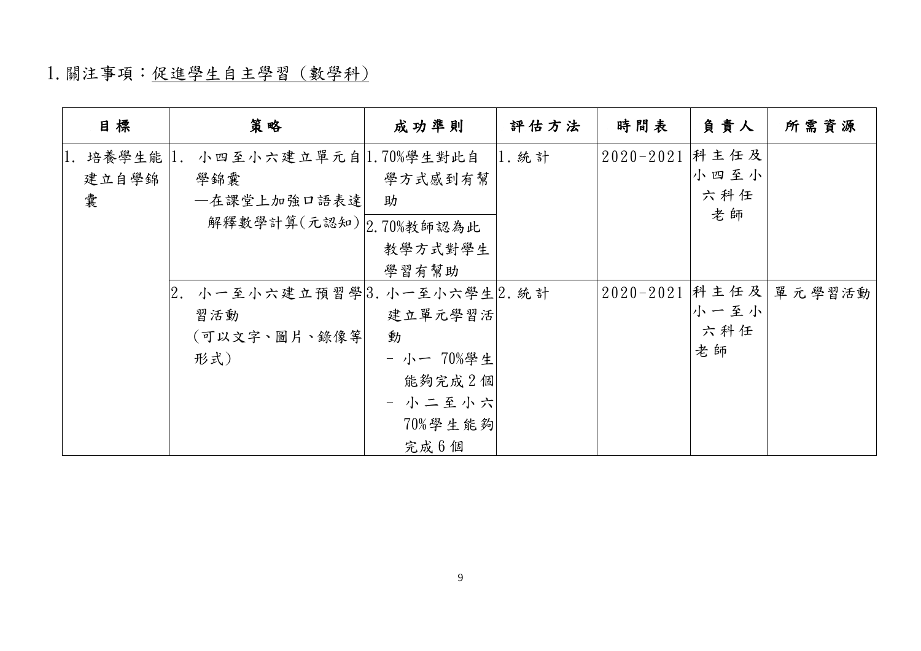1. 關注事項：促進學生自主學習（數學科）

| 目標 | 策略 | 成功準則 | 評估方法 | 時間表 | 負責人 | 所需資源 |
|---|---|---|---|---|---|---|
| 1. 培養學生能建立自學錦囊 | 1. 小四至小六建立單元自學錦囊<br>—在課堂上加強口語表達解釋數學計算(元認知) | 1. 70%學生對此自學方式感到有幫助<br>2. 70%教師認為此教學方式對學生學習有幫助 | 1. 統計 | 2020-2021 | 科主任及小四至小六科任老師 | |
| | 2. 小一至小六建立預習學習活動<br>(可以文字、圖片、錄像等形式) | 3. 小一至小六學生建立單元學習活動<br>- 小一 70%學生能夠完成 2 個<br>- 小二至小六 70%學生能夠完成 6 個 | 2. 統計 | 2020-2021 | 科主任及小一至小六科任老師 | 單元學習活動 |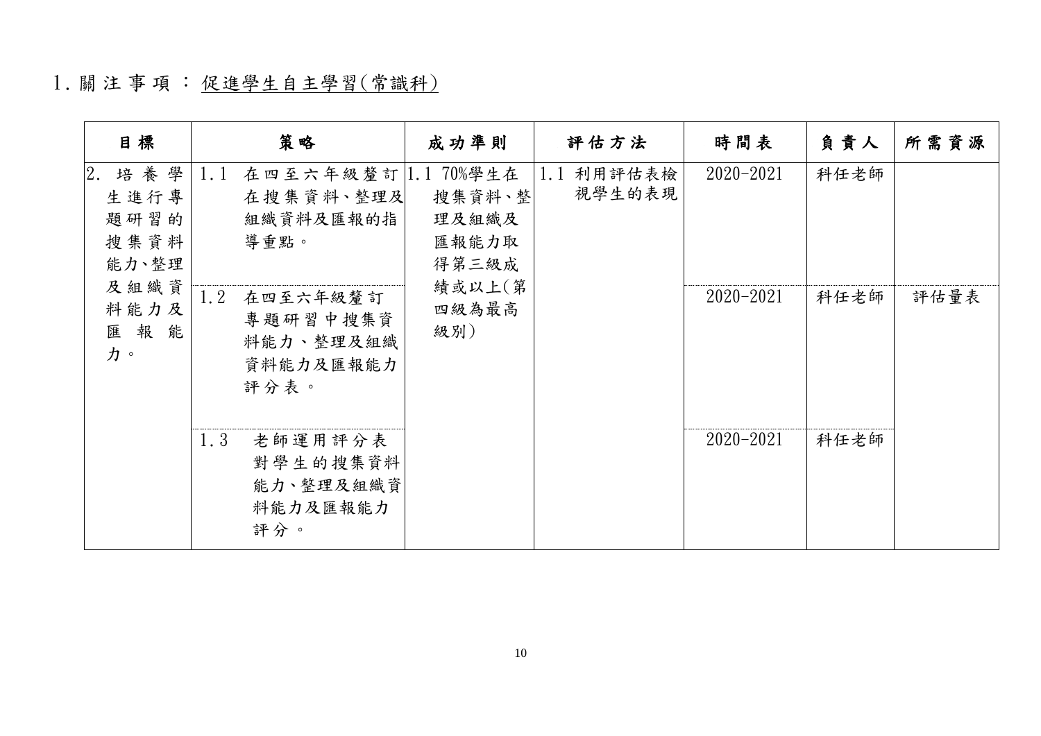1. 關 注 事 項 ： 促進學生自主學習(常識科)

| 目標 | 策略 | 成功準則 | 評估方法 | 時間表 | 負責人 | 所需資源 |
|---|---|---|---|---|---|---|
| 2. 培養學生進行專題研習的搜集資料能力、整理及組織資料能力及匯報能力。 | 1.1 在四至六年級釐訂在搜集資料、整理及組織資料及匯報的指導重點。 | 1.1 70%學生在搜集資料、整理及組織及匯報能力取得第三級成績或以上(第四級為最高級別) | 1.1 利用評估表檢視學生的表現 | 2020-2021 | 科任老師 | |
| | 1.2 在四至六年級釐訂專題研習中搜集資料能力、整理及組織資料能力及匯報能力評分表。 | | | 2020-2021 | 科任老師 | 評估量表 |
| | 1.3 老師運用評分表對學生的搜集資料能力、整理及組織資料能力及匯報能力評分。 | | | 2020-2021 | 科任老師 | |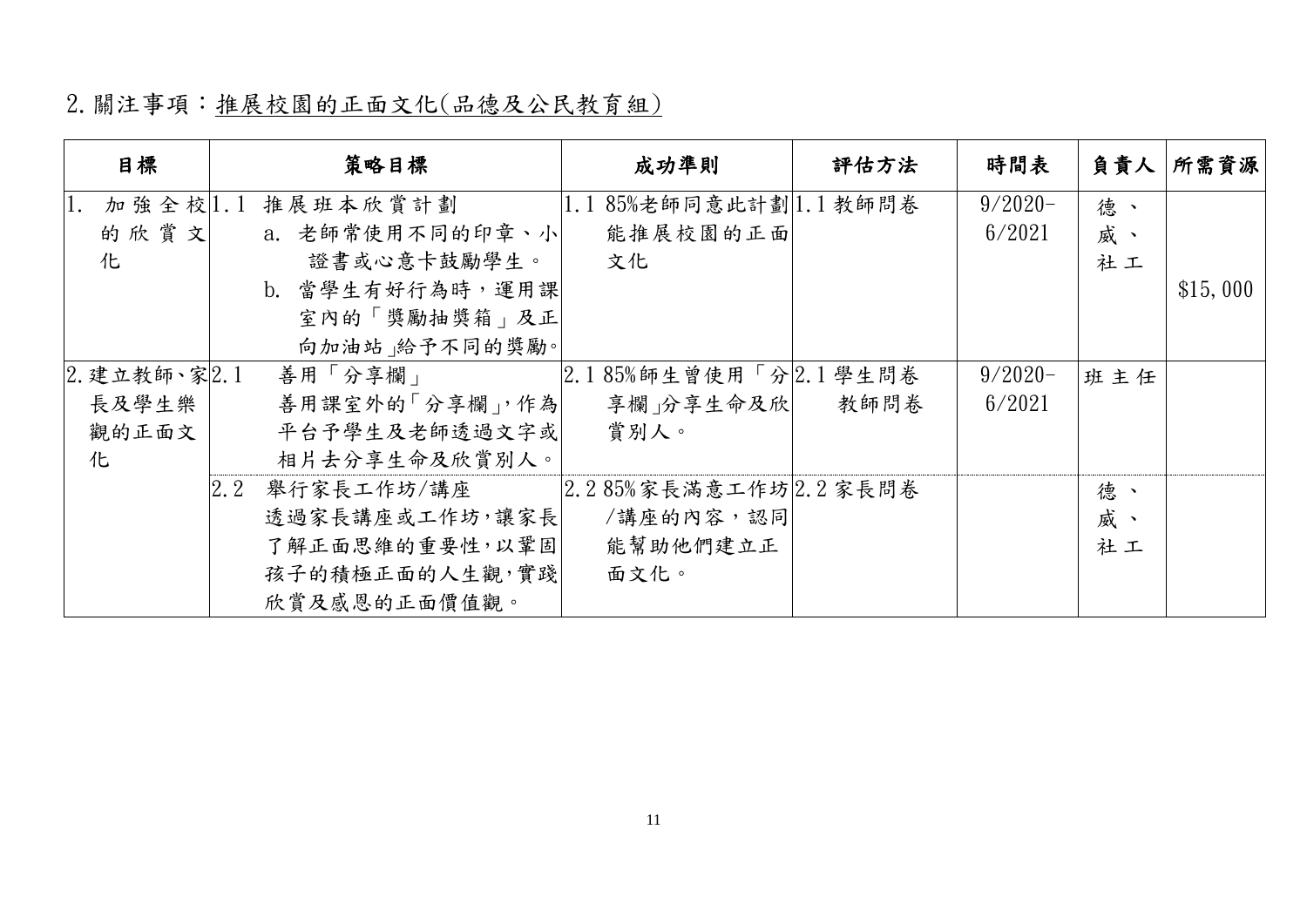## 2. 關注事項：推展校園的正面文化(品德及公民教育組)

| 目標 | 策略目標 | 成功準則 | 評估方法 | 時間表 | 負責人 | 所需資源 |
|---|---|---|---|---|---|---|
| 1. 加強全校的欣賞文化 | 1.1 推展班本欣賞計劃<br>a. 老師常使用不同的印章、小證書或心意卡鼓勵學生。<br>b. 當學生有好行為時，運用課室內的「獎勵抽獎箱」及正向加油站」給予不同的獎勵。 | 1.1 85%老師同意此計劃能推展校園的正面文化 | 1.1 教師問卷 | 9/2020-6/2021 | 德、威、社工 | $15,000 |
| 2. 建立教師、家長及學生樂觀的正面文化 | 2.1 善用「分享欄」<br>善用課室外的「分享欄」，作為平台予學生及老師透過文字或相片去分享生命及欣賞別人。 | 2.1 85%師生曾使用「分享欄」分享生命及欣賞別人。 | 2.1 學生問卷<br>教師問卷 | 9/2020-6/2021 | 班主任 | |
| | 2.2 舉行家長工作坊/講座<br>透過家長講座或工作坊，讓家長了解正面思維的重要性，以鞏固孩子的積極正面的人生觀，實踐欣賞及感恩的正面價值觀。 | 2.2 85%家長滿意工作坊/講座的內容，認同能幫助他們建立正面文化。 | 2.2 家長問卷 | | 德、威、社工 | |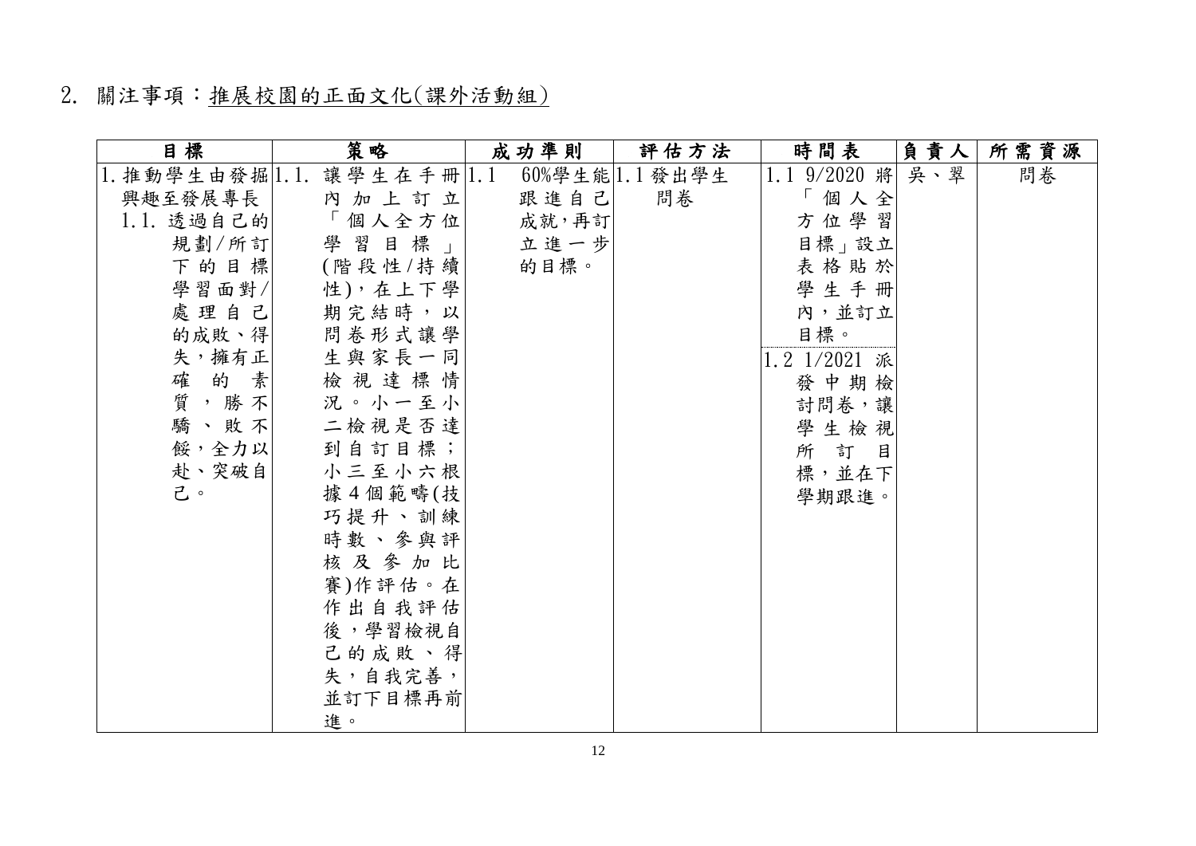## 2. 關注事項：推展校園的正面文化(課外活動組)

| 目標 | 策略 | 成功準則 | 評估方法 | 時間表 | 負責人 | 所需資源 |
|---|---|---|---|---|---|---|
| 1. 推動學生由發掘興趣至發展專長<br>1.1. 透過自己的規劃/所訂下的目標學習面對/處理自己的成敗、得失，擁有正確的素質，勝不驕、敗不餒，全力以赴、突破自己。 | 1.1. 讓學生在手冊內加上訂立「個人全方位學習目標」(階段性/持續性)，在上下學期完結時，以問卷形式讓學生與家長一同檢視達標情況。小一至小二檢視是否達到自訂目標；小三至小六根據4個範疇(技巧提升、訓練時數、參與評核及參加比賽)作評估。在作出自我評估後，學習檢視自己的成敗、得失，自我完善，並訂下目標再前進。 | 1.1 60%學生能跟進自己成就，再訂立進一步的目標。 | 1.1 發出學生問卷 | 1.1 9/2020 將「個人全方位學習目標」設立表格貼於學生手冊內，並訂立目標。<br>1.2 1/2021 派發中期檢討問卷，讓學生檢視所訂目標，並在下學期跟進。 | 吳、翠 | 問卷 |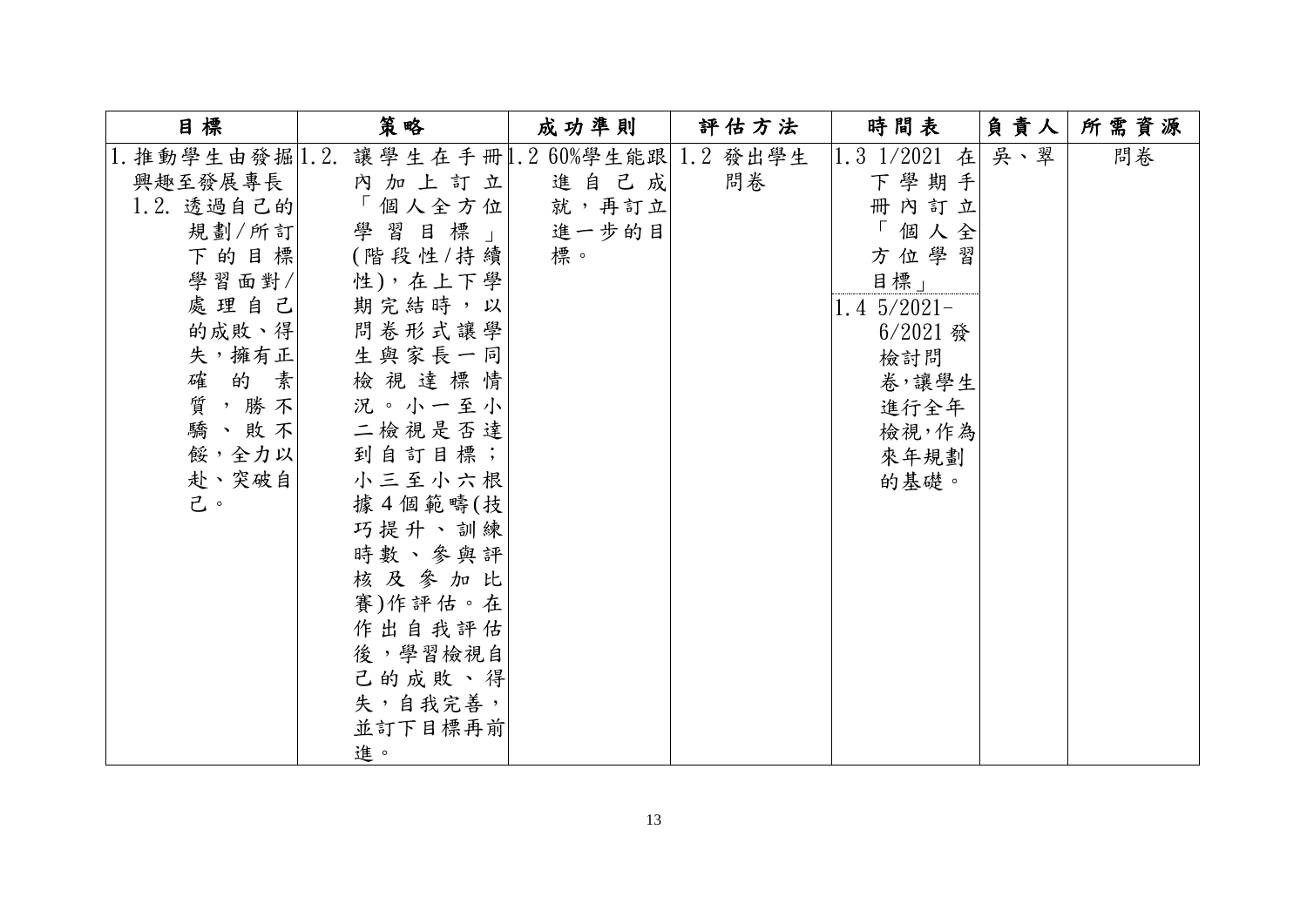| 目標 | 策略 | 成功準則 | 評估方法 | 時間表 | 負責人 | 所需資源 |
|---|---|---|---|---|---|---|
| 1.推動學生由發掘興趣至發展專長<br>1.2. 透過自己的規劃/所訂下的目標學習面對/處理自己的成敗、得失，擁有正確的素質，勝不驕、敗不餒，全力以赴、突破自己。 | 1.2. 讓學生在手冊內加上訂立「個人全方位學習目標」(階段性/持續性)，在上下學期完結時，以問卷形式讓學生與家長一同檢視達標情況。小一至小二檢視是否達到自訂目標；小三至小六根據4個範疇(技巧提升、訓練時數、參與評核及參加比賽)作評估。在作出自我評估後，學習檢視自己的成敗、得失，自我完善，並訂下目標再前進。 | 1.2 60%學生能跟進自己成就，再訂立進一步的目標。 | 1.2 發出學生問卷 | 1.3 1/2021 在下學期手冊內訂立「個人全方位學習目標」<br>1.4 5/2021-6/2021發檢討問卷,讓學生進行全年檢視,作為來年規劃的基礎。 | 吳、翠 | 問卷 |